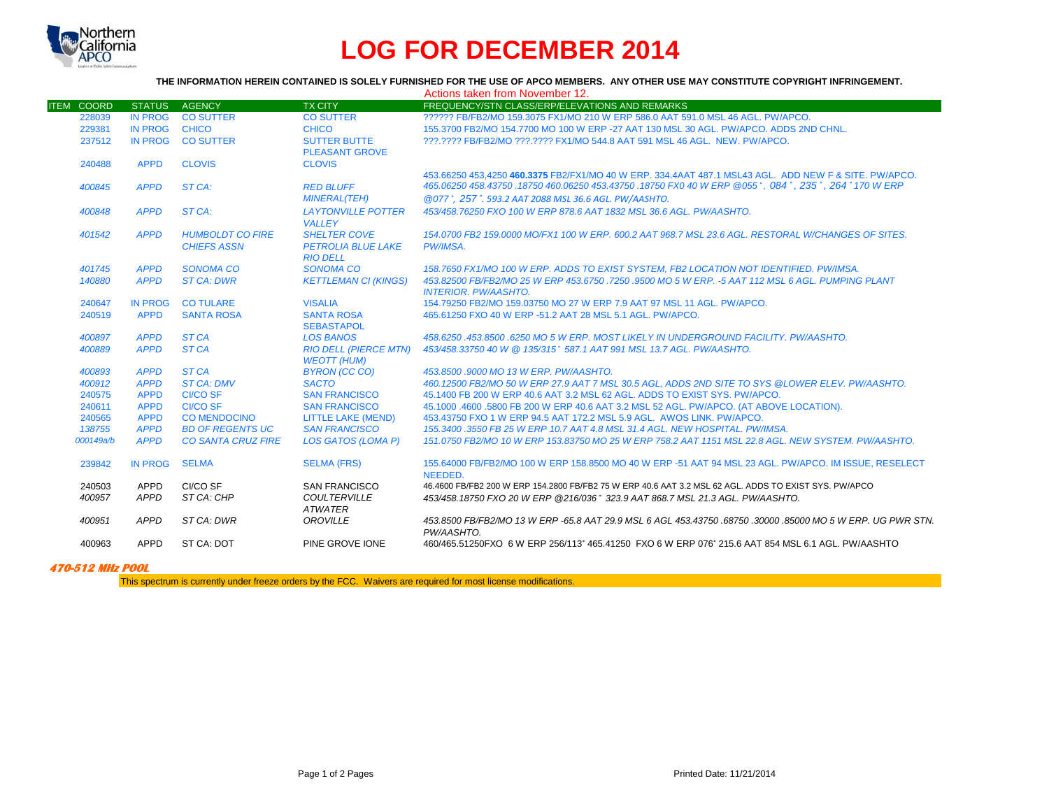# LOG FOR DECEMBER 2014

**THE INFORMATION HEREIN CONTAINED IS SOLELY FURNISHED FOR THE USE OF APCO MEMBERS. ANY OTHER USE MAY CONSTITUTE COPYRIGHT INFRINGEMENT.**

Actions taken from November 12.

| ITEM | COORD | STATUS | AGENCY | TX CITY | FREQUENCY/STN CLASS/ERP/ELEVATIONS AND REMARKS |
|---|---|---|---|---|---|
| | 228039 | IN PROG | CO SUTTER | CO SUTTER | ?????? FB/FB2/MO 159.3075 FX1/MO 210 W ERP 586.0 AAT 591.0 MSL 46 AGL. PW/APCO. |
| | 229381 | IN PROG | CHICO | CHICO | 155.3700 FB2/MO 154.7700 MO 100 W ERP -27 AAT 130 MSL 30 AGL. PW/APCO. ADDS 2ND CHNL. |
| | 237512 | IN PROG | CO SUTTER | SUTTER BUTTE PLEASANT GROVE | ???.???? FB/FB2/MO ???.???? FX1/MO 544.8 AAT 591 MSL 46 AGL. NEW. PW/APCO. |
| | 240488 | APPD | CLOVIS | CLOVIS | 453.66250 453,4250 **460.3375** FB2/FX1/MO 40 W ERP. 334.4AAT 487.1 MSL43 AGL. ADD NEW F & SITE. PW/APCO. |
| | *400845* | *APPD* | *ST CA:* | *RED BLUFF MINERAL(TEH)* | *465.06250 458.43750 .18750 460.06250 453.43750 .18750 FX0 40 W ERP @055˚, 084˚, 235˚, 264˚170 W ERP @077˚, 257˚. 593.2 AAT 2088 MSL 36.6 AGL. PW/AASHTO.* |
| | *400848* | *APPD* | *ST CA:* | *LAYTONVILLE POTTER VALLEY* | *453/458.76250 FXO 100 W ERP 878.6 AAT 1832 MSL 36.6 AGL. PW/AASHTO.* |
| | *401542* | *APPD* | *HUMBOLDT CO FIRE CHIEFS ASSN* | *SHELTER COVE PETROLIA BLUE LAKE RIO DELL* | *154.0700 FB2 159.0000 MO/FX1 100 W ERP. 600.2 AAT 968.7 MSL 23.6 AGL. RESTORAL W/CHANGES OF SITES. PW/IMSA.* |
| | *401745* | *APPD* | *SONOMA CO* | *SONOMA CO* | *158.7650 FX1/MO 100 W ERP. ADDS TO EXIST SYSTEM, FB2 LOCATION NOT IDENTIFIED. PW/IMSA.* |
| | *140880* | *APPD* | *ST CA: DWR* | *KETTLEMAN CI (KINGS)* | *453.82500 FB/FB2/MO 25 W ERP 453.6750 .7250 .9500 MO 5 W ERP. -5 AAT 112 MSL 6 AGL. PUMPING PLANT INTERIOR. PW/AASHTO.* |
| | 240647 | IN PROG | CO TULARE | VISALIA | 154.79250 FB2/MO 159.03750 MO 27 W ERP 7.9 AAT 97 MSL 11 AGL. PW/APCO. |
| | 240519 | APPD | SANTA ROSA | SANTA ROSA SEBASTAPOL | 465.61250 FXO 40 W ERP -51.2 AAT 28 MSL 5.1 AGL. PW/APCO. |
| | *400897* | *APPD* | *ST CA* | *LOS BANOS* | *458.6250 .453.8500 .6250 MO 5 W ERP. MOST LIKELY IN UNDERGROUND FACILITY. PW/AASHTO.* |
| | *400889* | *APPD* | *ST CA* | *RIO DELL (PIERCE MTN) WEOTT (HUM)* | *453/458.33750 40 W @ 135/315˚ 587.1 AAT 991 MSL 13.7 AGL. PW/AASHTO.* |
| | *400893* | *APPD* | *ST CA* | *BYRON (CC CO)* | *453.8500 .9000 MO 13 W ERP. PW/AASHTO.* |
| | *400912* | *APPD* | *ST CA: DMV* | *SACTO* | *460.12500 FB2/MO 50 W ERP 27.9 AAT 7 MSL 30.5 AGL, ADDS 2ND SITE TO SYS @LOWER ELEV. PW/AASHTO.* |
| | 240575 | APPD | CI/CO SF | SAN FRANCISCO | 45.1400 FB 200 W ERP 40.6 AAT 3.2 MSL 62 AGL. ADDS TO EXIST SYS. PW/APCO. |
| | 240611 | APPD | CI/CO SF | SAN FRANCISCO | 45.1000 .4600 .5800 FB 200 W ERP 40.6 AAT 3.2 MSL 52 AGL. PW/APCO. (AT ABOVE LOCATION). |
| | 240565 | APPD | CO MENDOCINO | LITTLE LAKE (MEND) | 453.43750 FXO 1 W ERP 94.5 AAT 172.2 MSL 5.9 AGL. AWOS LINK. PW/APCO. |
| | *138755* | *APPD* | *BD OF REGENTS UC* | *SAN FRANCISCO* | *155.3400 .3550 FB 25 W ERP 10.7 AAT 4.8 MSL 31.4 AGL. NEW HOSPITAL. PW/IMSA.* |
| | *000149a/b* | *APPD* | *CO SANTA CRUZ FIRE* | *LOS GATOS (LOMA P)* | *151.0750 FB2/MO 10 W ERP 153.83750 MO 25 W ERP 758.2 AAT 1151 MSL 22.8 AGL. NEW SYSTEM. PW/AASHTO.* |
| | 239842 | IN PROG | SELMA | SELMA (FRS) | 155.64000 FB/FB2/MO 100 W ERP 158.8500 MO 40 W ERP -51 AAT 94 MSL 23 AGL. PW/APCO. IM ISSUE, RESELECT NEEDED. |
| | 240503 | APPD | CI/CO SF | SAN FRANCISCO | 46.4600 FB/FB2 200 W ERP 154.2800 FB/FB2 75 W ERP 40.6 AAT 3.2 MSL 62 AGL. ADDS TO EXIST SYS. PW/APCO |
| | *400957* | *APPD* | *ST CA: CHP* | *COULTERVILLE ATWATER* | *453/458.18750 FXO 20 W ERP @216/036˚ 323.9 AAT 868.7 MSL 21.3 AGL. PW/AASHTO.* |
| | *400951* | *APPD* | *ST CA: DWR* | *OROVILLE* | *453.8500 FB/FB2/MO 13 W ERP -65.8 AAT 29.9 MSL 6 AGL 453.43750 .68750 .30000 .85000 MO 5 W ERP. UG PWR STN. PW/AASHTO.* |
| | 400963 | APPD | ST CA: DOT | PINE GROVE IONE | 460/465.51250FXO 6 W ERP 256/113˚ 465.41250 FXO 6 W ERP 076˚ 215.6 AAT 854 MSL 6.1 AGL. PW/AASHTO |

***470-512 MHz POOL***

This spectrum is currently under freeze orders by the FCC. Waivers are required for most license modifications.

Printed Date: 11/21/2014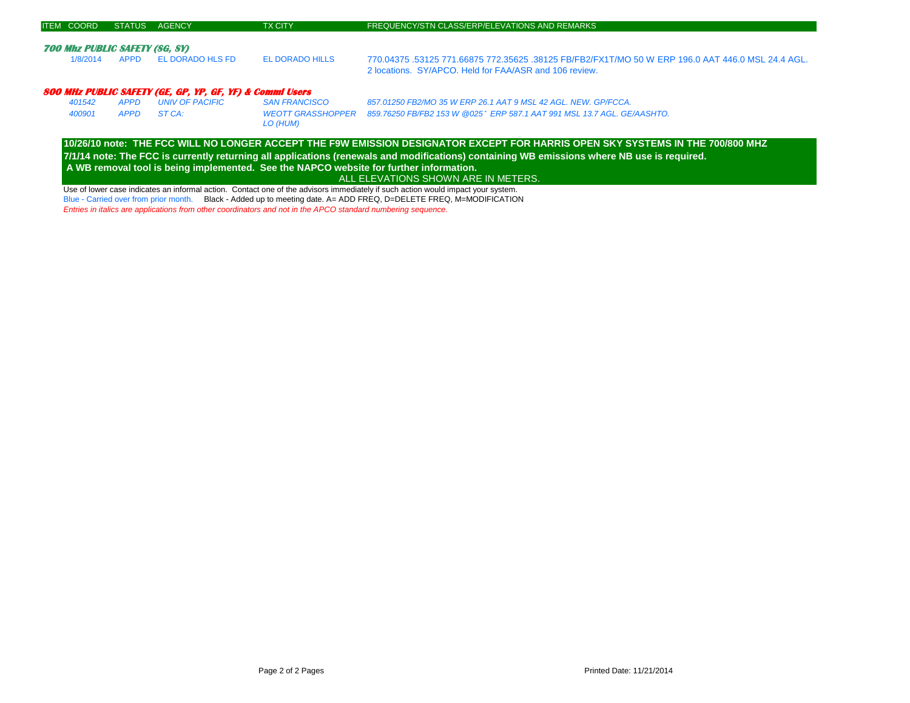| ITEM | COORD | STATUS | AGENCY | TX CITY | FREQUENCY/STN CLASS/ERP/ELEVATIONS AND REMARKS |
|---|---|---|---|---|---|
| ***700 Mhz PUBLIC SAFETY (SG, SY)*** | | | | | |
| | 1/8/2014 | APPD | EL DORADO HLS FD | EL DORADO HILLS | 770.04375 .53125 771.66875 772.35625 .38125 FB/FB2/FX1T/MO 50 W ERP 196.0 AAT 446.0 MSL 24.4 AGL. 2 locations. SY/APCO. Held for FAA/ASR and 106 review. |
| ***800 MHz PUBLIC SAFETY (GE, GP, YP, GF, YF) & Comml Users*** | | | | | |
| | *401542* | *APPD* | *UNIV OF PACIFIC* | *SAN FRANCISCO* | *857.01250 FB2/MO 35 W ERP 26.1 AAT 9 MSL 42 AGL. NEW. GP/FCCA.* |
| | *400901* | *APPD* | *ST CA:* | *WEOTT GRASSHOPPER LO (HUM)* | *859.76250 FB/FB2 153 W @025° ERP 587.1 AAT 991 MSL 13.7 AGL. GE/AASHTO.* |

**10/26/10 note: THE FCC WILL NO LONGER ACCEPT THE F9W EMISSION DESIGNATOR EXCEPT FOR HARRIS OPEN SKY SYSTEMS IN THE 700/800 MHZ**

**7/1/14 note: The FCC is currently returning all applications (renewals and modifications) containing WB emissions where NB use is required.**

**A WB removal tool is being implemented. See the NAPCO website for further information.**

ALL ELEVATIONS SHOWN ARE IN METERS.

Use of lower case indicates an informal action. Contact one of the advisors immediately if such action would impact your system.

Blue - Carried over from prior month. Black - Added up to meeting date. A= ADD FREQ, D=DELETE FREQ, M=MODIFICATION

*Entries in italics are applications from other coordinators and not in the APCO standard numbering sequence.*

Printed Date: 11/21/2014